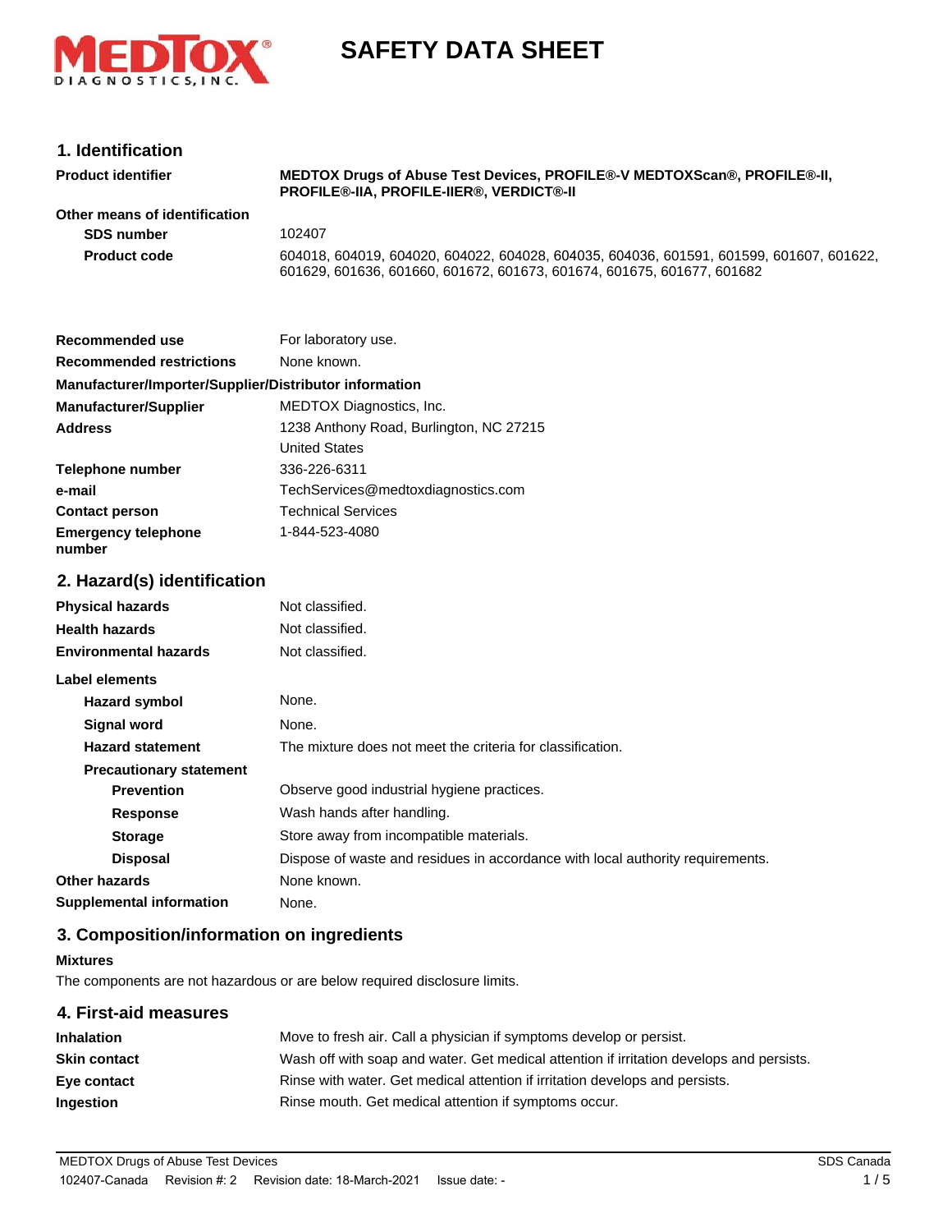# SAFETY DATA SHEET

## 1. Identification

| | |
|---|---|
| **Product identifier** | **MEDTOX Drugs of Abuse Test Devices, PROFILE®-V MEDTOXScan®, PROFILE®-II, PROFILE®-IIA, PROFILE-IIER®, VERDICT®-II** |
| **Other means of identification** | |
| **SDS number** | 102407 |
| **Product code** | 604018, 604019, 604020, 604022, 604028, 604035, 604036, 601591, 601599, 601607, 601622, 601629, 601636, 601660, 601672, 601673, 601674, 601675, 601677, 601682 |
| **Recommended use** | For laboratory use. |
| **Recommended restrictions** | None known. |

**Manufacturer/Importer/Supplier/Distributor information**

| | |
|---|---|
| **Manufacturer/Supplier** | MEDTOX Diagnostics, Inc. |
| **Address** | 1238 Anthony Road, Burlington, NC 27215<br>United States |
| **Telephone number** | 336-226-6311 |
| **e-mail** | TechServices@medtoxdiagnostics.com |
| **Contact person** | Technical Services |
| **Emergency telephone number** | 1-844-523-4080 |

## 2. Hazard(s) identification

| | |
|---|---|
| **Physical hazards** | Not classified. |
| **Health hazards** | Not classified. |
| **Environmental hazards** | Not classified. |

**Label elements**

| | |
|---|---|
| **Hazard symbol** | None. |
| **Signal word** | None. |
| **Hazard statement** | The mixture does not meet the criteria for classification. |
| **Precautionary statement** | |
| **Prevention** | Observe good industrial hygiene practices. |
| **Response** | Wash hands after handling. |
| **Storage** | Store away from incompatible materials. |
| **Disposal** | Dispose of waste and residues in accordance with local authority requirements. |
| **Other hazards** | None known. |
| **Supplemental information** | None. |

## 3. Composition/information on ingredients

**Mixtures**

The components are not hazardous or are below required disclosure limits.

## 4. First-aid measures

| | |
|---|---|
| **Inhalation** | Move to fresh air. Call a physician if symptoms develop or persist. |
| **Skin contact** | Wash off with soap and water. Get medical attention if irritation develops and persists. |
| **Eye contact** | Rinse with water. Get medical attention if irritation develops and persists. |
| **Ingestion** | Rinse mouth. Get medical attention if symptoms occur. |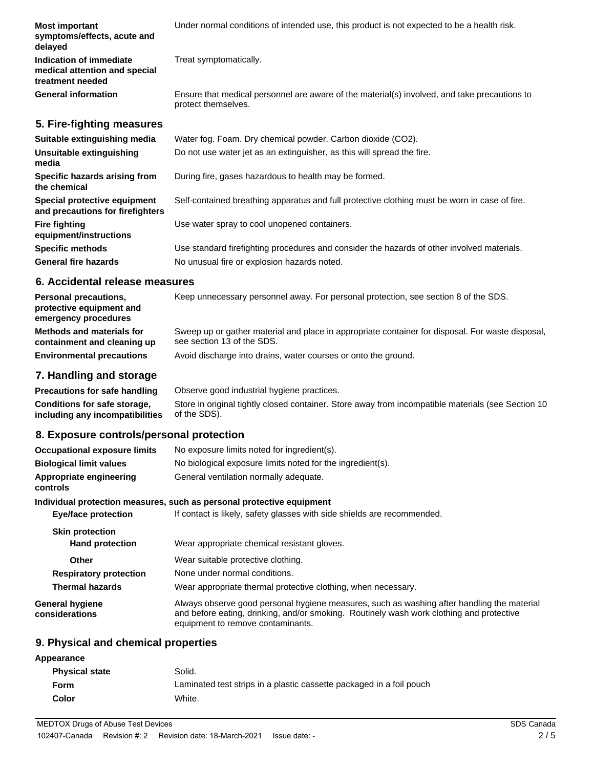| | |
|---|---|
| **Most important symptoms/effects, acute and delayed** | Under normal conditions of intended use, this product is not expected to be a health risk. |
| **Indication of immediate medical attention and special treatment needed** | Treat symptomatically. |
| **General information** | Ensure that medical personnel are aware of the material(s) involved, and take precautions to protect themselves. |

## 5. Fire-fighting measures

| | |
|---|---|
| **Suitable extinguishing media** | Water fog. Foam. Dry chemical powder. Carbon dioxide ($CO_2$). |
| **Unsuitable extinguishing media** | Do not use water jet as an extinguisher, as this will spread the fire. |
| **Specific hazards arising from the chemical** | During fire, gases hazardous to health may be formed. |
| **Special protective equipment and precautions for firefighters** | Self-contained breathing apparatus and full protective clothing must be worn in case of fire. |
| **Fire fighting equipment/instructions** | Use water spray to cool unopened containers. |
| **Specific methods** | Use standard firefighting procedures and consider the hazards of other involved materials. |
| **General fire hazards** | No unusual fire or explosion hazards noted. |

## 6. Accidental release measures

| | |
|---|---|
| **Personal precautions, protective equipment and emergency procedures** | Keep unnecessary personnel away. For personal protection, see section 8 of the SDS. |
| **Methods and materials for containment and cleaning up** | Sweep up or gather material and place in appropriate container for disposal. For waste disposal, see section 13 of the SDS. |
| **Environmental precautions** | Avoid discharge into drains, water courses or onto the ground. |

## 7. Handling and storage

| | |
|---|---|
| **Precautions for safe handling** | Observe good industrial hygiene practices. |
| **Conditions for safe storage, including any incompatibilities** | Store in original tightly closed container. Store away from incompatible materials (see Section 10 of the SDS). |

## 8. Exposure controls/personal protection

| | |
|---|---|
| **Occupational exposure limits** | No exposure limits noted for ingredient(s). |
| **Biological limit values** | No biological exposure limits noted for the ingredient(s). |
| **Appropriate engineering controls** | General ventilation normally adequate. |

**Individual protection measures, such as personal protective equipment**

| | |
|---|---|
| **Eye/face protection** | If contact is likely, safety glasses with side shields are recommended. |
| **Skin protection** | |
| **Hand protection** | Wear appropriate chemical resistant gloves. |
| **Other** | Wear suitable protective clothing. |
| **Respiratory protection** | None under normal conditions. |
| **Thermal hazards** | Wear appropriate thermal protective clothing, when necessary. |
| **General hygiene considerations** | Always observe good personal hygiene measures, such as washing after handling the material and before eating, drinking, and/or smoking. Routinely wash work clothing and protective equipment to remove contaminants. |

## 9. Physical and chemical properties

**Appearance**

| | |
|---|---|
| **Physical state** | Solid. |
| **Form** | Laminated test strips in a plastic cassette packaged in a foil pouch |
| **Color** | White. |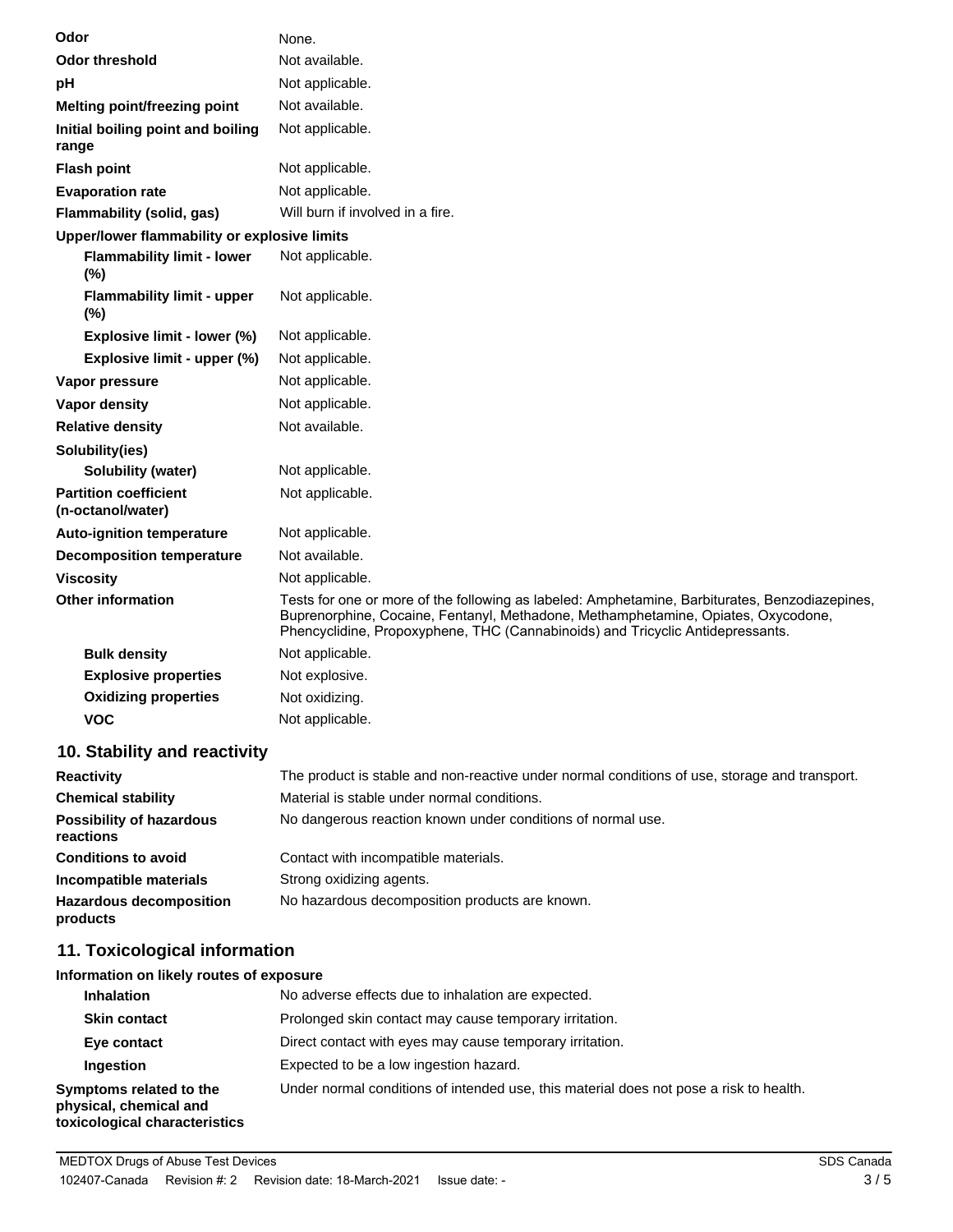| | |
|---|---|
| **Odor** | None. |
| **Odor threshold** | Not available. |
| **pH** | Not applicable. |
| **Melting point/freezing point** | Not available. |
| **Initial boiling point and boiling range** | Not applicable. |
| **Flash point** | Not applicable. |
| **Evaporation rate** | Not applicable. |
| **Flammability (solid, gas)** | Will burn if involved in a fire. |
| **Upper/lower flammability or explosive limits** | |
| **Flammability limit - lower (%)** | Not applicable. |
| **Flammability limit - upper (%)** | Not applicable. |
| **Explosive limit - lower (%)** | Not applicable. |
| **Explosive limit - upper (%)** | Not applicable. |
| **Vapor pressure** | Not applicable. |
| **Vapor density** | Not applicable. |
| **Relative density** | Not available. |
| **Solubility(ies)** | |
| **Solubility (water)** | Not applicable. |
| **Partition coefficient (n-octanol/water)** | Not applicable. |
| **Auto-ignition temperature** | Not applicable. |
| **Decomposition temperature** | Not available. |
| **Viscosity** | Not applicable. |
| **Other information** | Tests for one or more of the following as labeled: Amphetamine, Barbiturates, Benzodiazepines, Buprenorphine, Cocaine, Fentanyl, Methadone, Methamphetamine, Opiates, Oxycodone, Phencyclidine, Propoxyphene, THC (Cannabinoids) and Tricyclic Antidepressants. |
| **Bulk density** | Not applicable. |
| **Explosive properties** | Not explosive. |
| **Oxidizing properties** | Not oxidizing. |
| **VOC** | Not applicable. |

## 10. Stability and reactivity

| | |
|---|---|
| **Reactivity** | The product is stable and non-reactive under normal conditions of use, storage and transport. |
| **Chemical stability** | Material is stable under normal conditions. |
| **Possibility of hazardous reactions** | No dangerous reaction known under conditions of normal use. |
| **Conditions to avoid** | Contact with incompatible materials. |
| **Incompatible materials** | Strong oxidizing agents. |
| **Hazardous decomposition products** | No hazardous decomposition products are known. |

## 11. Toxicological information

**Information on likely routes of exposure**

| | |
|---|---|
| **Inhalation** | No adverse effects due to inhalation are expected. |
| **Skin contact** | Prolonged skin contact may cause temporary irritation. |
| **Eye contact** | Direct contact with eyes may cause temporary irritation. |
| **Ingestion** | Expected to be a low ingestion hazard. |
| **Symptoms related to the physical, chemical and toxicological characteristics** | Under normal conditions of intended use, this material does not pose a risk to health. |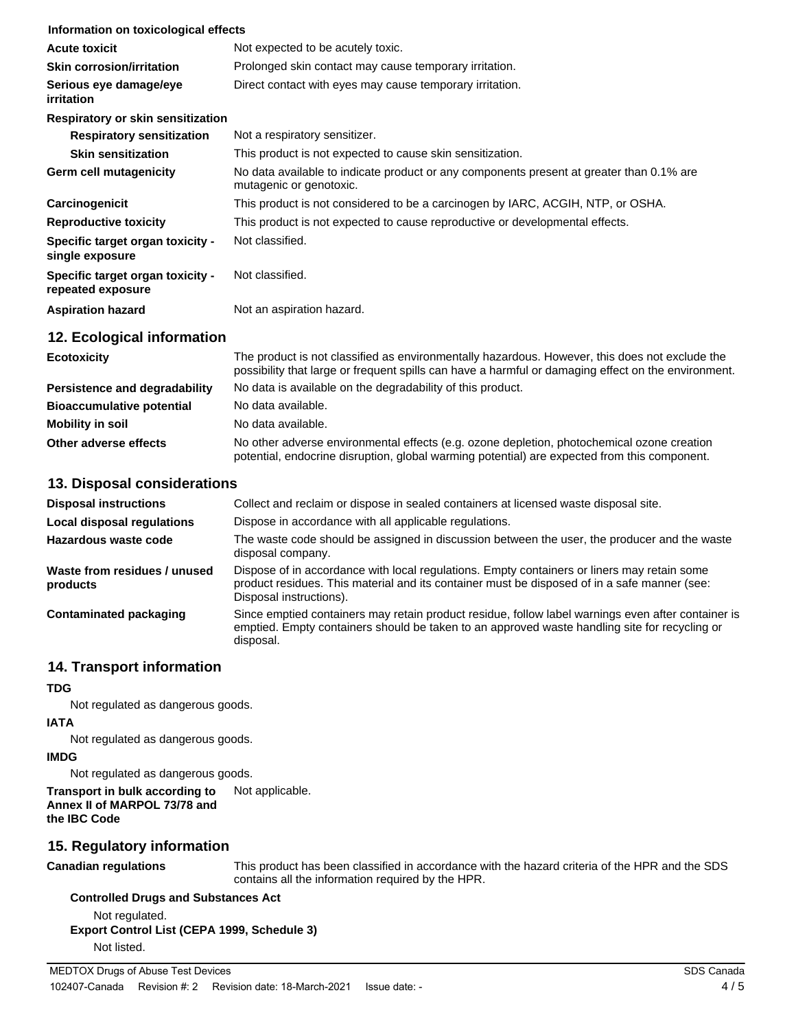**Information on toxicological effects**

| | |
|---|---|
| **Acute toxicit** | Not expected to be acutely toxic. |
| **Skin corrosion/irritation** | Prolonged skin contact may cause temporary irritation. |
| **Serious eye damage/eye irritation** | Direct contact with eyes may cause temporary irritation. |

**Respiratory or skin sensitization**

| | |
|---|---|
| **Respiratory sensitization** | Not a respiratory sensitizer. |
| **Skin sensitization** | This product is not expected to cause skin sensitization. |
| **Germ cell mutagenicity** | No data available to indicate product or any components present at greater than 0.1% are mutagenic or genotoxic. |
| **Carcinogenicit** | This product is not considered to be a carcinogen by IARC, ACGIH, NTP, or OSHA. |
| **Reproductive toxicity** | This product is not expected to cause reproductive or developmental effects. |
| **Specific target organ toxicity - single exposure** | Not classified. |
| **Specific target organ toxicity - repeated exposure** | Not classified. |
| **Aspiration hazard** | Not an aspiration hazard. |

## 12. Ecological information

| | |
|---|---|
| **Ecotoxicity** | The product is not classified as environmentally hazardous. However, this does not exclude the possibility that large or frequent spills can have a harmful or damaging effect on the environment. |
| **Persistence and degradability** | No data is available on the degradability of this product. |
| **Bioaccumulative potential** | No data available. |
| **Mobility in soil** | No data available. |
| **Other adverse effects** | No other adverse environmental effects (e.g. ozone depletion, photochemical ozone creation potential, endocrine disruption, global warming potential) are expected from this component. |

## 13. Disposal considerations

| | |
|---|---|
| **Disposal instructions** | Collect and reclaim or dispose in sealed containers at licensed waste disposal site. |
| **Local disposal regulations** | Dispose in accordance with all applicable regulations. |
| **Hazardous waste code** | The waste code should be assigned in discussion between the user, the producer and the waste disposal company. |
| **Waste from residues / unused products** | Dispose of in accordance with local regulations. Empty containers or liners may retain some product residues. This material and its container must be disposed of in a safe manner (see: Disposal instructions). |
| **Contaminated packaging** | Since emptied containers may retain product residue, follow label warnings even after container is emptied. Empty containers should be taken to an approved waste handling site for recycling or disposal. |

## 14. Transport information

**TDG**

Not regulated as dangerous goods.

**IATA**

Not regulated as dangerous goods.

**IMDG**

Not regulated as dangerous goods.

**Transport in bulk according to Annex II of MARPOL 73/78 and the IBC Code** Not applicable.

## 15. Regulatory information

**Canadian regulations** This product has been classified in accordance with the hazard criteria of the HPR and the SDS contains all the information required by the HPR.

**Controlled Drugs and Substances Act**

Not regulated.

**Export Control List (CEPA 1999, Schedule 3)**

Not listed.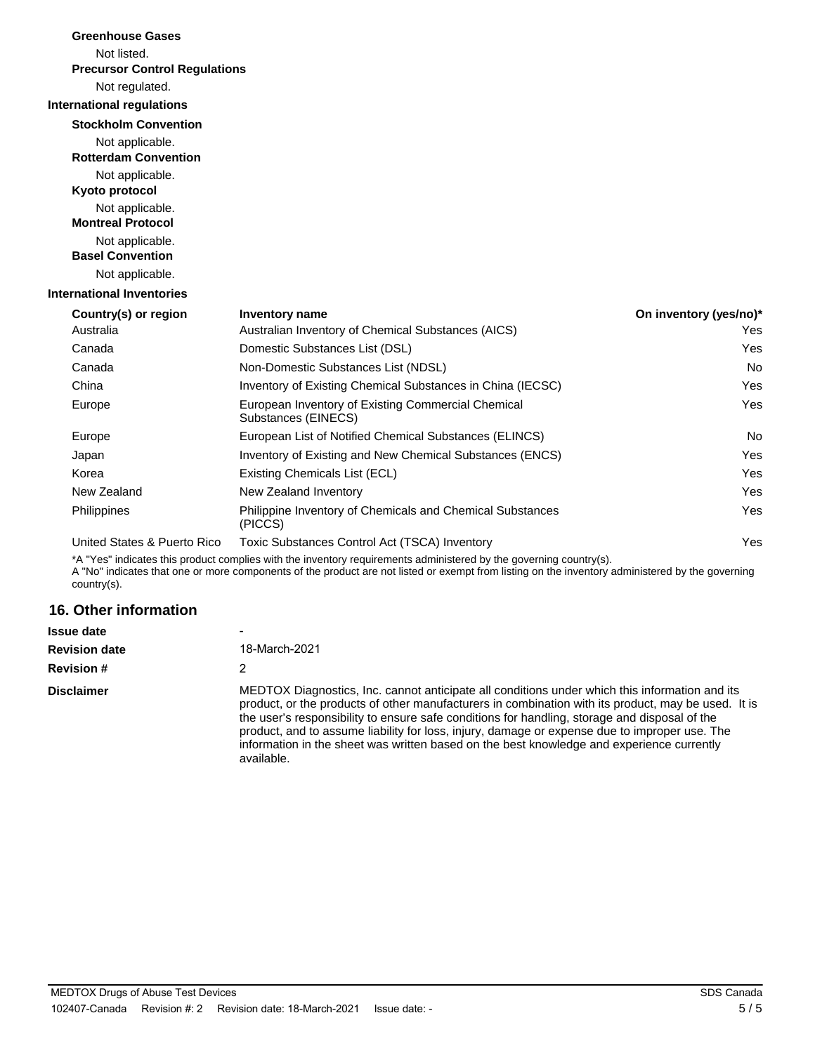**Greenhouse Gases**

Not listed.

**Precursor Control Regulations**

Not regulated.

**International regulations**

**Stockholm Convention**

Not applicable.

**Rotterdam Convention**

Not applicable.

**Kyoto protocol**

Not applicable.

**Montreal Protocol**

Not applicable.

**Basel Convention**

Not applicable.

**International Inventories**

| Country(s) or region | Inventory name | On inventory (yes/no)* |
|---|---|---|
| Australia | Australian Inventory of Chemical Substances (AICS) | Yes |
| Canada | Domestic Substances List (DSL) | Yes |
| Canada | Non-Domestic Substances List (NDSL) | No |
| China | Inventory of Existing Chemical Substances in China (IECSC) | Yes |
| Europe | European Inventory of Existing Commercial Chemical Substances (EINECS) | Yes |
| Europe | European List of Notified Chemical Substances (ELINCS) | No |
| Japan | Inventory of Existing and New Chemical Substances (ENCS) | Yes |
| Korea | Existing Chemicals List (ECL) | Yes |
| New Zealand | New Zealand Inventory | Yes |
| Philippines | Philippine Inventory of Chemicals and Chemical Substances (PICCS) | Yes |
| United States & Puerto Rico | Toxic Substances Control Act (TSCA) Inventory | Yes |

*A "Yes" indicates this product complies with the inventory requirements administered by the governing country(s).
A "No" indicates that one or more components of the product are not listed or exempt from listing on the inventory administered by the governing country(s).

## 16. Other information

**Issue date** -

**Revision date** 18-March-2021

**Revision #** 2

**Disclaimer** MEDTOX Diagnostics, Inc. cannot anticipate all conditions under which this information and its product, or the products of other manufacturers in combination with its product, may be used. It is the user's responsibility to ensure safe conditions for handling, storage and disposal of the product, and to assume liability for loss, injury, damage or expense due to improper use. The information in the sheet was written based on the best knowledge and experience currently available.